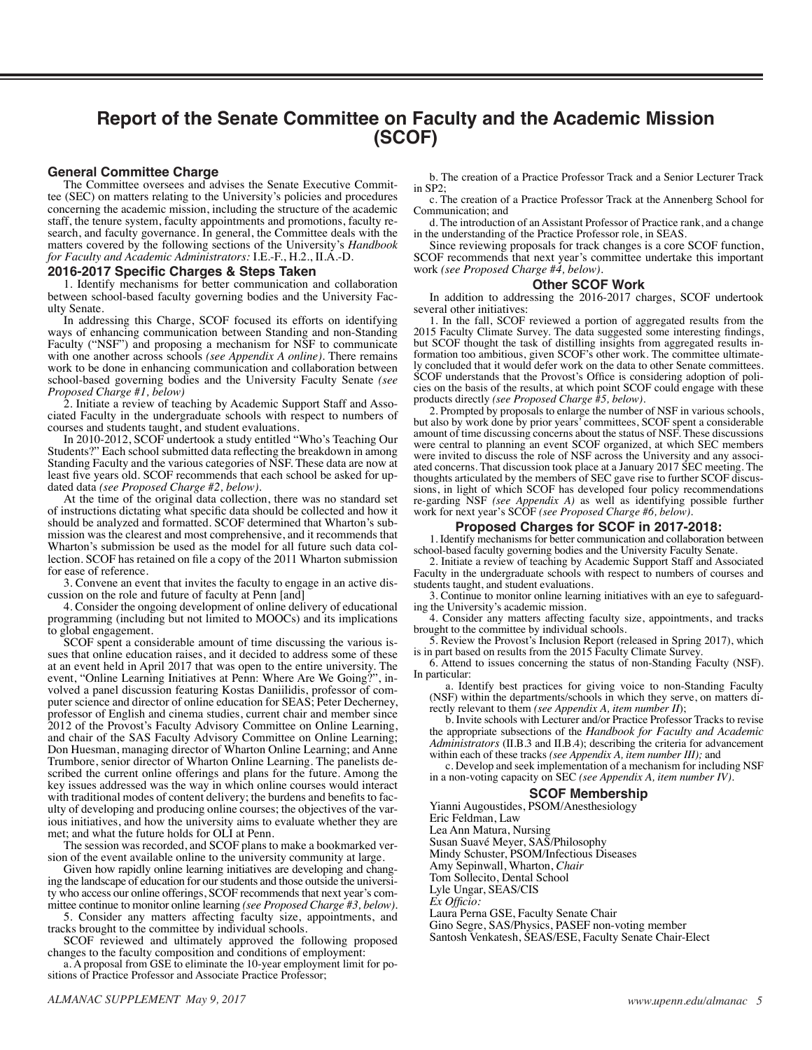# Report of the Senate Committee on Faculty and the Academic Mission (SCOF)

## General Committee Charge

The Committee oversees and advises the Senate Executive Committee (SEC) on matters relating to the University's policies and procedures concerning the academic mission, including the structure of the academic staff, the tenure system, faculty appointments and promotions, faculty research, and faculty governance. In general, the Committee deals with the matters covered by the following sections of the University's *Handbook for Faculty and Academic Administrators:* I.E.-F., H.2., II.A.-D.

## 2016-2017 Specific Charges & Steps Taken

1. Identify mechanisms for better communication and collaboration between school-based faculty governing bodies and the University Faculty Senate.

In addressing this Charge, SCOF focused its efforts on identifying ways of enhancing communication between Standing and non-Standing Faculty ("NSF") and proposing a mechanism for NSF to communicate with one another across schools *(see Appendix A online)*. There remains work to be done in enhancing communication and collaboration between school-based governing bodies and the University Faculty Senate *(see Proposed Charge #1, below)*

2. Initiate a review of teaching by Academic Support Staff and Associated Faculty in the undergraduate schools with respect to numbers of courses and students taught, and student evaluations.

In 2010-2012, SCOF undertook a study entitled "Who's Teaching Our Students?" Each school submitted data reflecting the breakdown in among Standing Faculty and the various categories of NSF. These data are now at least five years old. SCOF recommends that each school be asked for updated data *(see Proposed Charge #2, below)*.

At the time of the original data collection, there was no standard set of instructions dictating what specific data should be collected and how it should be analyzed and formatted. SCOF determined that Wharton's submission was the clearest and most comprehensive, and it recommends that Wharton's submission be used as the model for all future such data collection. SCOF has retained on file a copy of the 2011 Wharton submission for ease of reference.

3. Convene an event that invites the faculty to engage in an active discussion on the role and future of faculty at Penn [and]

4. Consider the ongoing development of online delivery of educational programming (including but not limited to MOOCs) and its implications to global engagement.

SCOF spent a considerable amount of time discussing the various issues that online education raises, and it decided to address some of these at an event held in April 2017 that was open to the entire university. The event, "Online Learning Initiatives at Penn: Where Are We Going?", involved a panel discussion featuring Kostas Daniilidis, professor of computer science and director of online education for SEAS; Peter Decherney, professor of English and cinema studies, current chair and member since 2012 of the Provost's Faculty Advisory Committee on Online Learning, and chair of the SAS Faculty Advisory Committee on Online Learning; Don Huesman, managing director of Wharton Online Learning; and Anne Trumbore, senior director of Wharton Online Learning. The panelists described the current online offerings and plans for the future. Among the key issues addressed was the way in which online courses would interact with traditional modes of content delivery; the burdens and benefits to faculty of developing and producing online courses; the objectives of the various initiatives, and how the university aims to evaluate whether they are met; and what the future holds for OLI at Penn.

The session was recorded, and SCOF plans to make a bookmarked version of the event available online to the university community at large.

Given how rapidly online learning initiatives are developing and changing the landscape of education for our students and those outside the university who access our online offerings, SCOF recommends that next year's committee continue to monitor online learning *(see Proposed Charge #3, below)*.

5. Consider any matters affecting faculty size, appointments, and tracks brought to the committee by individual schools.

SCOF reviewed and ultimately approved the following proposed changes to the faculty composition and conditions of employment:

a. A proposal from GSE to eliminate the 10-year employment limit for positions of Practice Professor and Associate Practice Professor;

b. The creation of a Practice Professor Track and a Senior Lecturer Track in SP2;

c. The creation of a Practice Professor Track at the Annenberg School for Communication; and

d. The introduction of an Assistant Professor of Practice rank, and a change in the understanding of the Practice Professor role, in SEAS.

Since reviewing proposals for track changes is a core SCOF function, SCOF recommends that next year's committee undertake this important work *(see Proposed Charge #4, below)*.

## Other SCOF Work

In addition to addressing the 2016-2017 charges, SCOF undertook several other initiatives:

1. In the fall, SCOF reviewed a portion of aggregated results from the 2015 Faculty Climate Survey. The data suggested some interesting findings, but SCOF thought the task of distilling insights from aggregated results information too ambitious, given SCOF's other work. The committee ultimately concluded that it would defer work on the data to other Senate committees. SCOF understands that the Provost's Office is considering adoption of policies on the basis of the results, at which point SCOF could engage with these products directly *(see Proposed Charge #5, below)*.

2. Prompted by proposals to enlarge the number of NSF in various schools, but also by work done by prior years' committees, SCOF spent a considerable amount of time discussing concerns about the status of NSF. These discussions were central to planning an event SCOF organized, at which SEC members were invited to discuss the role of NSF across the University and any associated concerns. That discussion took place at a January 2017 SEC meeting. The thoughts articulated by the members of SEC gave rise to further SCOF discussions, in light of which SCOF has developed four policy recommendations re-garding NSF *(see Appendix A)* as well as identifying possible further work for next year's SCOF *(see Proposed Charge #6, below)*.

## Proposed Charges for SCOF in 2017-2018:

1. Identify mechanisms for better communication and collaboration between school-based faculty governing bodies and the University Faculty Senate.

2. Initiate a review of teaching by Academic Support Staff and Associated Faculty in the undergraduate schools with respect to numbers of courses and students taught, and student evaluations.

3. Continue to monitor online learning initiatives with an eye to safeguarding the University's academic mission.

4. Consider any matters affecting faculty size, appointments, and tracks brought to the committee by individual schools.

5. Review the Provost's Inclusion Report (released in Spring 2017), which is in part based on results from the 2015 Faculty Climate Survey.

6. Attend to issues concerning the status of non-Standing Faculty (NSF). In particular:

a. Identify best practices for giving voice to non-Standing Faculty (NSF) within the departments/schools in which they serve, on matters directly relevant to them *(see Appendix A, item number II)*;

b. Invite schools with Lecturer and/or Practice Professor Tracks to revise the appropriate subsections of the *Handbook for Faculty and Academic Administrators* (II.B.3 and II.B.4); describing the criteria for advancement within each of these tracks *(see Appendix A, item number III);* and

c. Develop and seek implementation of a mechanism for including NSF in a non-voting capacity on SEC *(see Appendix A, item number IV)*.

## SCOF Membership

Yianni Augoustides, PSOM/Anesthesiology
Eric Feldman, Law
Lea Ann Matura, Nursing
Susan Suavé Meyer, SAS/Philosophy
Mindy Schuster, PSOM/Infectious Diseases
Amy Sepinwall, Wharton, *Chair*
Tom Sollecito, Dental School
Lyle Ungar, SEAS/CIS
*Ex Officio:*
Laura Perna GSE, Faculty Senate Chair
Gino Segre, SAS/Physics, PASEF non-voting member
Santosh Venkatesh, SEAS/ESE, Faculty Senate Chair-Elect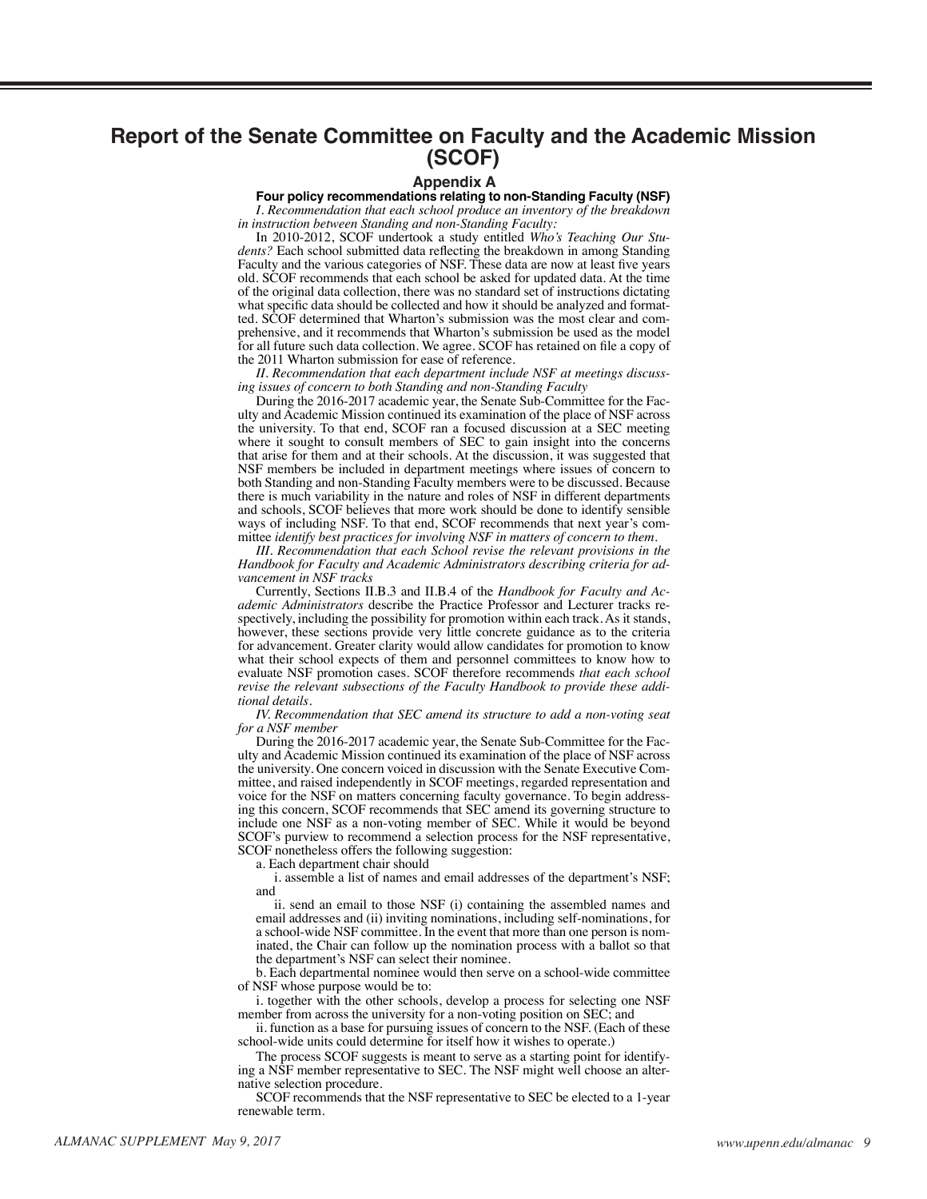# Report of the Senate Committee on Faculty and the Academic Mission (SCOF)

## Appendix A

### Four policy recommendations relating to non-Standing Faculty (NSF)

*I. Recommendation that each school produce an inventory of the breakdown in instruction between Standing and non-Standing Faculty:*

In 2010-2012, SCOF undertook a study entitled *Who's Teaching Our Students?* Each school submitted data reflecting the breakdown in among Standing Faculty and the various categories of NSF. These data are now at least five years old. SCOF recommends that each school be asked for updated data. At the time of the original data collection, there was no standard set of instructions dictating what specific data should be collected and how it should be analyzed and formatted. SCOF determined that Wharton's submission was the most clear and comprehensive, and it recommends that Wharton's submission be used as the model for all future such data collection. We agree. SCOF has retained on file a copy of the 2011 Wharton submission for ease of reference.

*II. Recommendation that each department include NSF at meetings discussing issues of concern to both Standing and non-Standing Faculty*

During the 2016-2017 academic year, the Senate Sub-Committee for the Faculty and Academic Mission continued its examination of the place of NSF across the university. To that end, SCOF ran a focused discussion at a SEC meeting where it sought to consult members of SEC to gain insight into the concerns that arise for them and at their schools. At the discussion, it was suggested that NSF members be included in department meetings where issues of concern to both Standing and non-Standing Faculty members were to be discussed. Because there is much variability in the nature and roles of NSF in different departments and schools, SCOF believes that more work should be done to identify sensible ways of including NSF. To that end, SCOF recommends that next year's committee *identify best practices for involving NSF in matters of concern to them*.

*III. Recommendation that each School revise the relevant provisions in the Handbook for Faculty and Academic Administrators describing criteria for advancement in NSF tracks*

Currently, Sections II.B.3 and II.B.4 of the *Handbook for Faculty and Academic Administrators* describe the Practice Professor and Lecturer tracks respectively, including the possibility for promotion within each track. As it stands, however, these sections provide very little concrete guidance as to the criteria for advancement. Greater clarity would allow candidates for promotion to know what their school expects of them and personnel committees to know how to evaluate NSF promotion cases. SCOF therefore recommends *that each school revise the relevant subsections of the Faculty Handbook to provide these additional details*.

*IV. Recommendation that SEC amend its structure to add a non-voting seat for a NSF member*

During the 2016-2017 academic year, the Senate Sub-Committee for the Faculty and Academic Mission continued its examination of the place of NSF across the university. One concern voiced in discussion with the Senate Executive Committee, and raised independently in SCOF meetings, regarded representation and voice for the NSF on matters concerning faculty governance. To begin addressing this concern, SCOF recommends that SEC amend its governing structure to include one NSF as a non-voting member of SEC. While it would be beyond SCOF's purview to recommend a selection process for the NSF representative, SCOF nonetheless offers the following suggestion:

a. Each department chair should

i. assemble a list of names and email addresses of the department's NSF; and

ii. send an email to those NSF (i) containing the assembled names and email addresses and (ii) inviting nominations, including self-nominations, for a school-wide NSF committee. In the event that more than one person is nominated, the Chair can follow up the nomination process with a ballot so that the department's NSF can select their nominee.

b. Each departmental nominee would then serve on a school-wide committee of NSF whose purpose would be to:

i. together with the other schools, develop a process for selecting one NSF member from across the university for a non-voting position on SEC; and

ii. function as a base for pursuing issues of concern to the NSF. (Each of these school-wide units could determine for itself how it wishes to operate.)

The process SCOF suggests is meant to serve as a starting point for identifying a NSF member representative to SEC. The NSF might well choose an alternative selection procedure.

SCOF recommends that the NSF representative to SEC be elected to a 1-year renewable term.